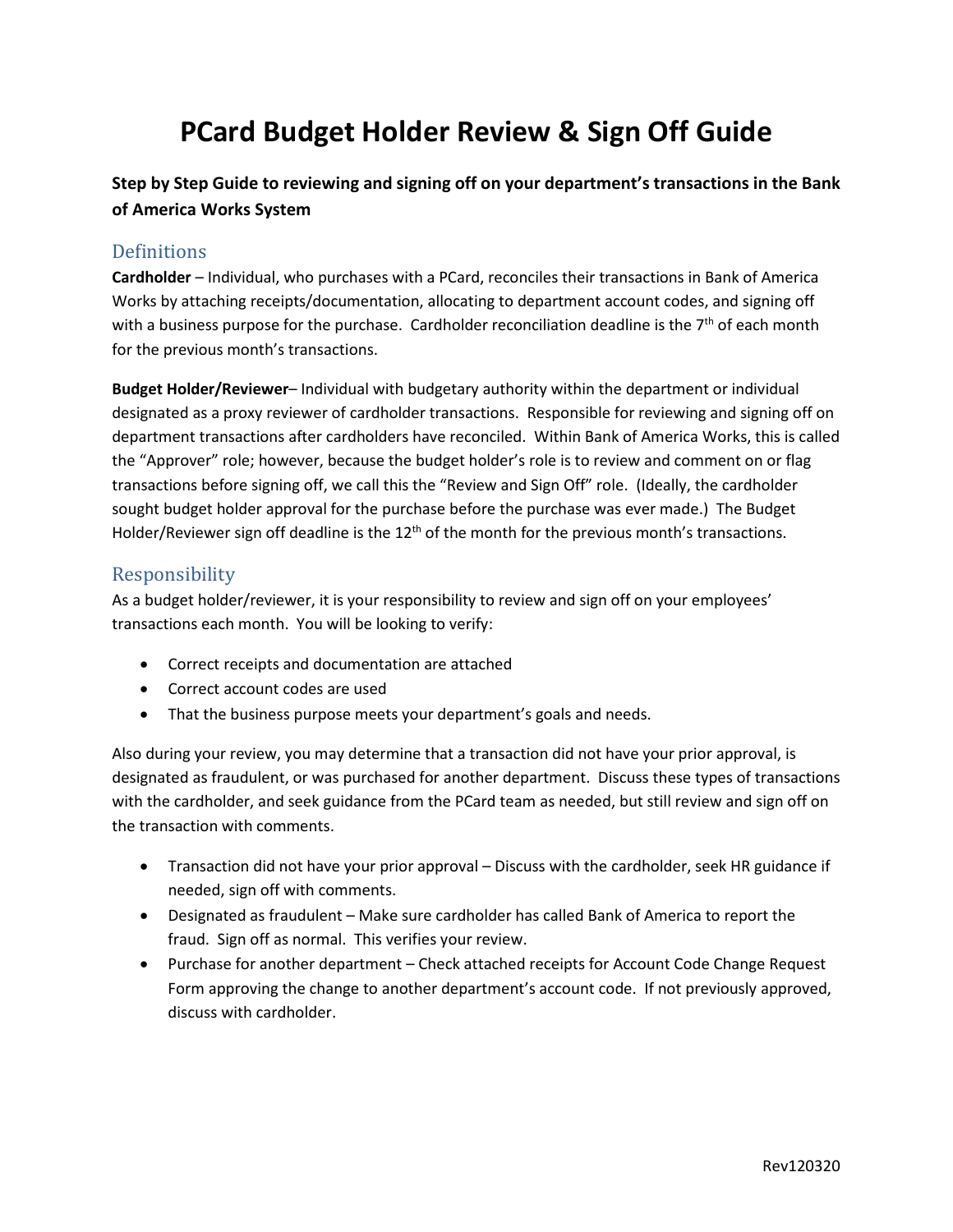# PCard Budget Holder Review & Sign Off Guide

**Step by Step Guide to reviewing and signing off on your department's transactions in the Bank of America Works System**

## Definitions

**Cardholder** – Individual, who purchases with a PCard, reconciles their transactions in Bank of America Works by attaching receipts/documentation, allocating to department account codes, and signing off with a business purpose for the purchase. Cardholder reconciliation deadline is the 7th of each month for the previous month's transactions.

**Budget Holder/Reviewer**– Individual with budgetary authority within the department or individual designated as a proxy reviewer of cardholder transactions. Responsible for reviewing and signing off on department transactions after cardholders have reconciled. Within Bank of America Works, this is called the "Approver" role; however, because the budget holder's role is to review and comment on or flag transactions before signing off, we call this the "Review and Sign Off" role. (Ideally, the cardholder sought budget holder approval for the purchase before the purchase was ever made.) The Budget Holder/Reviewer sign off deadline is the 12th of the month for the previous month's transactions.

## Responsibility

As a budget holder/reviewer, it is your responsibility to review and sign off on your employees' transactions each month. You will be looking to verify:

- Correct receipts and documentation are attached
- Correct account codes are used
- That the business purpose meets your department's goals and needs.

Also during your review, you may determine that a transaction did not have your prior approval, is designated as fraudulent, or was purchased for another department. Discuss these types of transactions with the cardholder, and seek guidance from the PCard team as needed, but still review and sign off on the transaction with comments.

- Transaction did not have your prior approval – Discuss with the cardholder, seek HR guidance if needed, sign off with comments.
- Designated as fraudulent – Make sure cardholder has called Bank of America to report the fraud. Sign off as normal. This verifies your review.
- Purchase for another department – Check attached receipts for Account Code Change Request Form approving the change to another department's account code. If not previously approved, discuss with cardholder.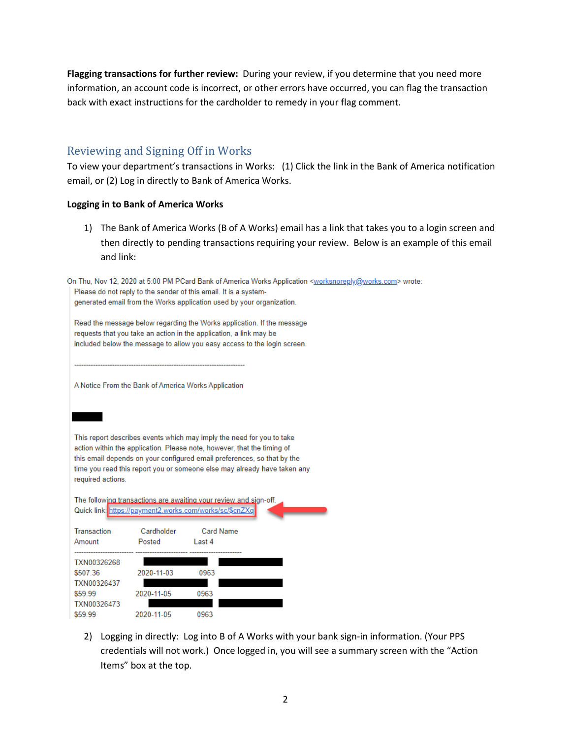**Flagging transactions for further review:** During your review, if you determine that you need more information, an account code is incorrect, or other errors have occurred, you can flag the transaction back with exact instructions for the cardholder to remedy in your flag comment.

## Reviewing and Signing Off in Works

To view your department's transactions in Works: (1) Click the link in the Bank of America notification email, or (2) Log in directly to Bank of America Works.

**Logging in to Bank of America Works**

1) The Bank of America Works (B of A Works) email has a link that takes you to a login screen and then directly to pending transactions requiring your review. Below is an example of this email and link:

On Thu, Nov 12, 2020 at 5:00 PM PCard Bank of America Works Application <worksnoreply@works.com> wrote:

Please do not reply to the sender of this email. It is a system-generated email from the Works application used by your organization.

Read the message below regarding the Works application. If the message requests that you take an action in the application, a link may be included below the message to allow you easy access to the login screen.

---

A Notice From the Bank of America Works Application

This report describes events which may imply the need for you to take action within the application. Please note, however, that the timing of this email depends on your configured email preferences, so that by the time you read this report you or someone else may already have taken any required actions.

The following transactions are awaiting your review and sign-off.
Quick link: https://payment2.works.com/works/sc/$cnZXq

| Transaction Amount | Cardholder Posted | Card Name Last 4 |
|---|---|---|
| TXN00326268 | | |
| $507.36 | 2020-11-03 | 0963 |
| TXN00326437 | | |
| $59.99 | 2020-11-05 | 0963 |
| TXN00326473 | | |
| $59.99 | 2020-11-05 | 0963 |

2) Logging in directly: Log into B of A Works with your bank sign-in information. (Your PPS credentials will not work.) Once logged in, you will see a summary screen with the "Action Items" box at the top.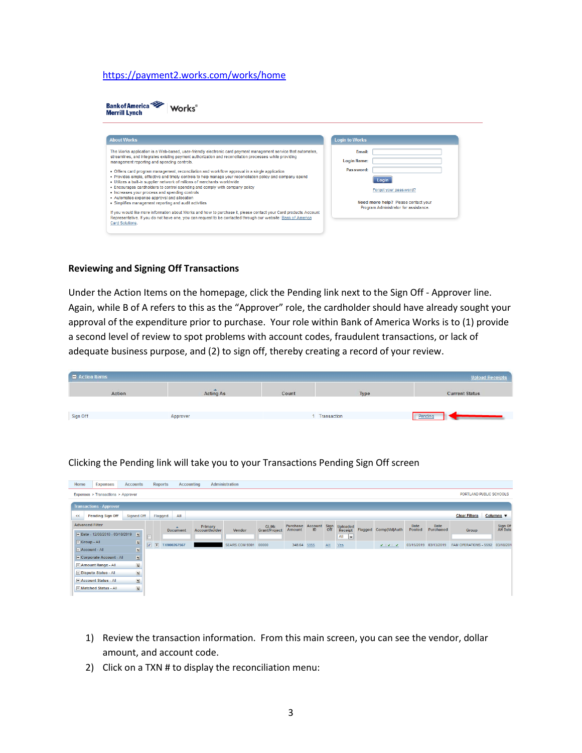https://payment2.works.com/works/home

### Reviewing and Signing Off Transactions

Under the Action Items on the homepage, click the Pending link next to the Sign Off - Approver line. Again, while B of A refers to this as the "Approver" role, the cardholder should have already sought your approval of the expenditure prior to purchase. Your role within Bank of America Works is to (1) provide a second level of review to spot problems with account codes, fraudulent transactions, or lack of adequate business purpose, and (2) to sign off, thereby creating a record of your review.

Clicking the Pending link will take you to your Transactions Pending Sign Off screen

1) Review the transaction information. From this main screen, you can see the vendor, dollar amount, and account code.
2) Click on a TXN # to display the reconciliation menu: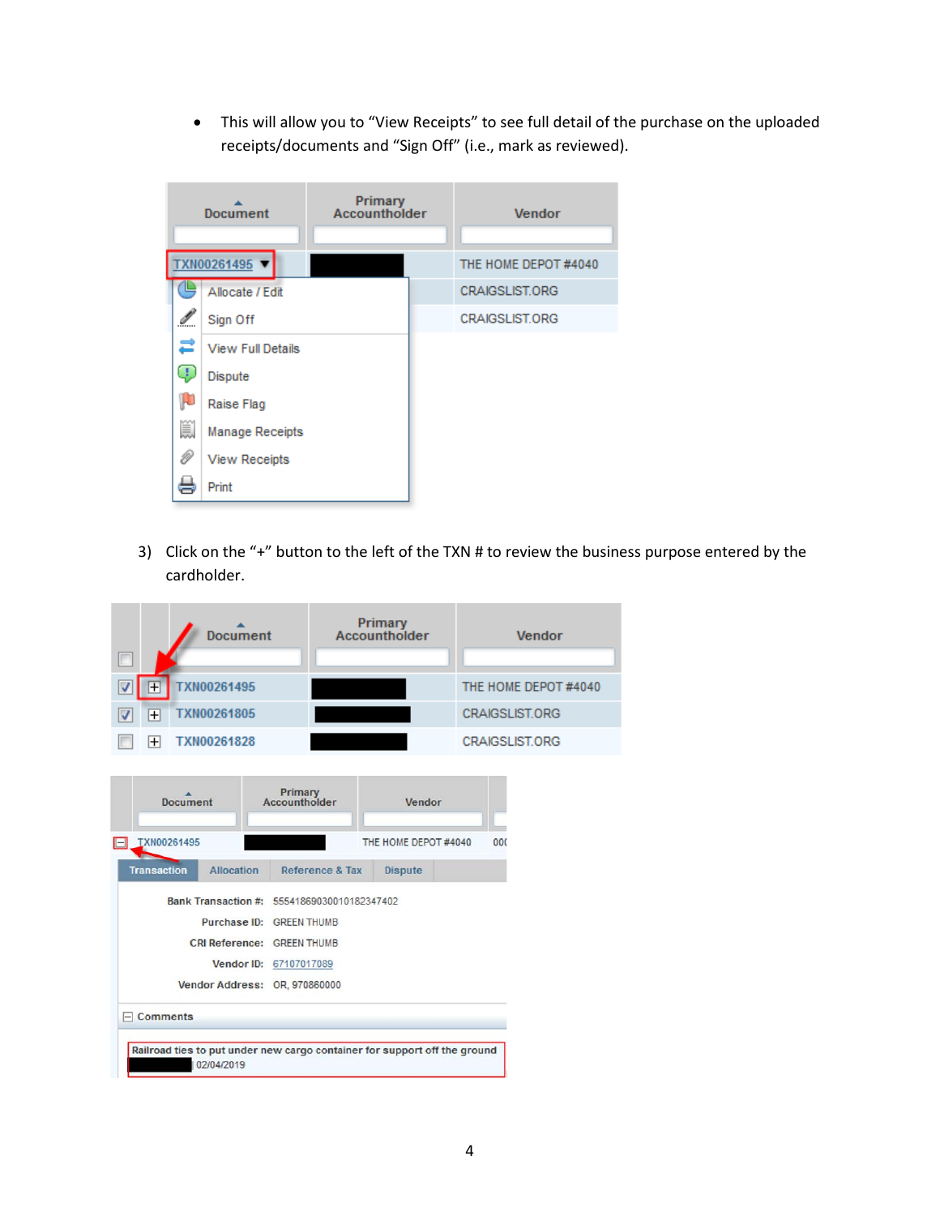- This will allow you to "View Receipts" to see full detail of the purchase on the uploaded receipts/documents and "Sign Off" (i.e., mark as reviewed).

| Document | Primary Accountholder | Vendor |
|---|---|---|
| TXN00261495 ▼ | | THE HOME DEPOT #4040 |
| | | CRAIGSLIST.ORG |
| | | CRAIGSLIST.ORG |

- Allocate / Edit
- Sign Off
- View Full Details
- Dispute
- Raise Flag
- Manage Receipts
- View Receipts
- Print

3) Click on the "+" button to the left of the TXN # to review the business purpose entered by the cardholder.

| | | Document | Primary Accountholder | Vendor |
|---|---|---|---|---|
| ☑ | + | TXN00261495 | | THE HOME DEPOT #4040 |
| ☑ | + | TXN00261805 | | CRAIGSLIST.ORG |
| ☐ | + | TXN00261828 | | CRAIGSLIST.ORG |

| | Document | Primary Accountholder | Vendor | |
|---|---|---|---|---|
| − | TXN00261495 | | THE HOME DEPOT #4040 | 00( |

Transaction | Allocation | Reference & Tax | Dispute

Bank Transaction #: 55541869030010182347402

Purchase ID: GREEN THUMB

CRI Reference: GREEN THUMB

Vendor ID: 67107017089

Vendor Address: OR, 970860000

Comments

Railroad ties to put under new cargo container for support off the ground

02/04/2019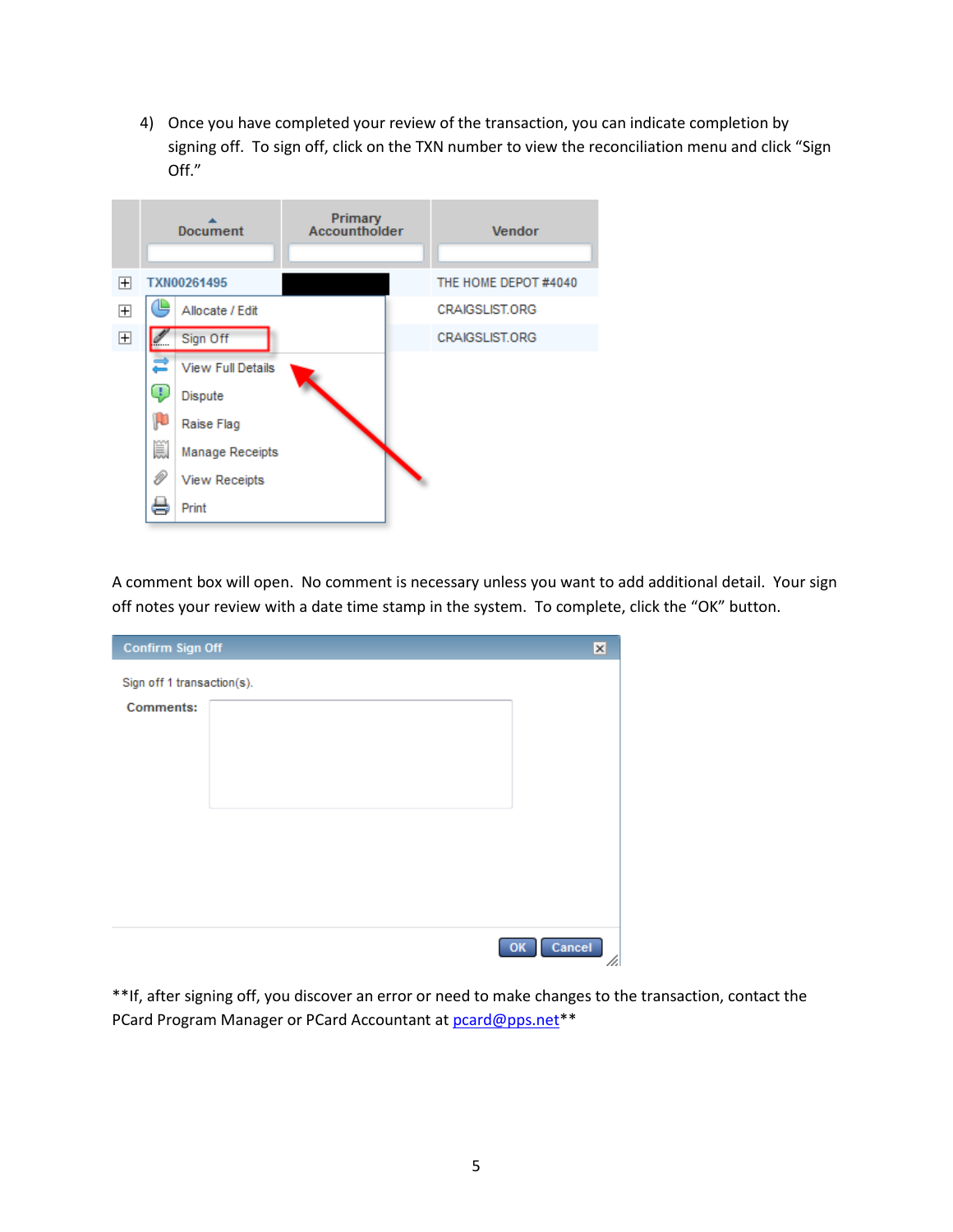4) Once you have completed your review of the transaction, you can indicate completion by signing off. To sign off, click on the TXN number to view the reconciliation menu and click “Sign Off.”

A comment box will open. No comment is necessary unless you want to add additional detail. Your sign off notes your review with a date time stamp in the system. To complete, click the “OK” button.

**If, after signing off, you discover an error or need to make changes to the transaction, contact the PCard Program Manager or PCard Accountant at [pcard@pps.net](mailto:pcard@pps.net)**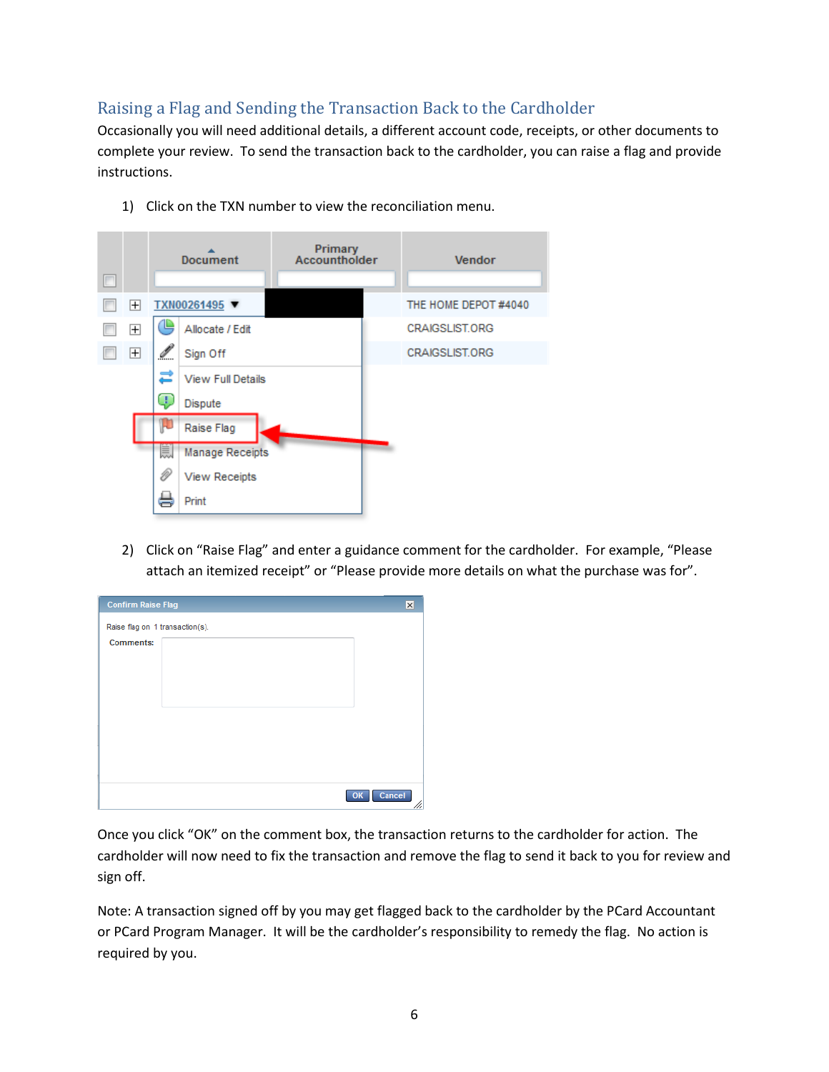## Raising a Flag and Sending the Transaction Back to the Cardholder

Occasionally you will need additional details, a different account code, receipts, or other documents to complete your review. To send the transaction back to the cardholder, you can raise a flag and provide instructions.

1) Click on the TXN number to view the reconciliation menu.

2) Click on "Raise Flag" and enter a guidance comment for the cardholder. For example, "Please attach an itemized receipt" or "Please provide more details on what the purchase was for".

Once you click "OK" on the comment box, the transaction returns to the cardholder for action. The cardholder will now need to fix the transaction and remove the flag to send it back to you for review and sign off.

Note: A transaction signed off by you may get flagged back to the cardholder by the PCard Accountant or PCard Program Manager. It will be the cardholder's responsibility to remedy the flag. No action is required by you.